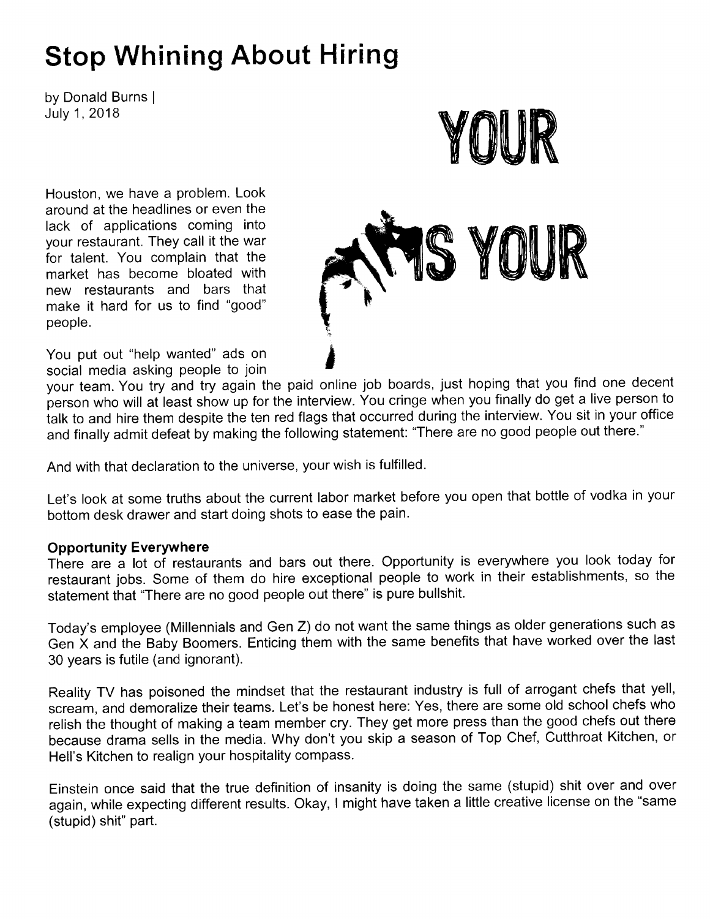# Stop Whining About Hiring

by Donald Burns |
July 1, 2018

Houston, we have a problem. Look around at the headlines or even the lack of applications coming into your restaurant. They call it the war for talent. You complain that the market has become bloated with new restaurants and bars that make it hard for us to find "good" people.

You put out "help wanted" ads on social media asking people to join your team. You try and try again the paid online job boards, just hoping that you find one decent person who will at least show up for the interview. You cringe when you finally do get a live person to talk to and hire them despite the ten red flags that occurred during the interview. You sit in your office and finally admit defeat by making the following statement: "There are no good people out there."

And with that declaration to the universe, your wish is fulfilled.

Let's look at some truths about the current labor market before you open that bottle of vodka in your bottom desk drawer and start doing shots to ease the pain.

**Opportunity Everywhere**

There are a lot of restaurants and bars out there. Opportunity is everywhere you look today for restaurant jobs. Some of them do hire exceptional people to work in their establishments, so the statement that "There are no good people out there" is pure bullshit.

Today's employee (Millennials and Gen Z) do not want the same things as older generations such as Gen X and the Baby Boomers. Enticing them with the same benefits that have worked over the last 30 years is futile (and ignorant).

Reality TV has poisoned the mindset that the restaurant industry is full of arrogant chefs that yell, scream, and demoralize their teams. Let's be honest here: Yes, there are some old school chefs who relish the thought of making a team member cry. They get more press than the good chefs out there because drama sells in the media. Why don't you skip a season of Top Chef, Cutthroat Kitchen, or Hell's Kitchen to realign your hospitality compass.

Einstein once said that the true definition of insanity is doing the same (stupid) shit over and over again, while expecting different results. Okay, I might have taken a little creative license on the "same (stupid) shit" part.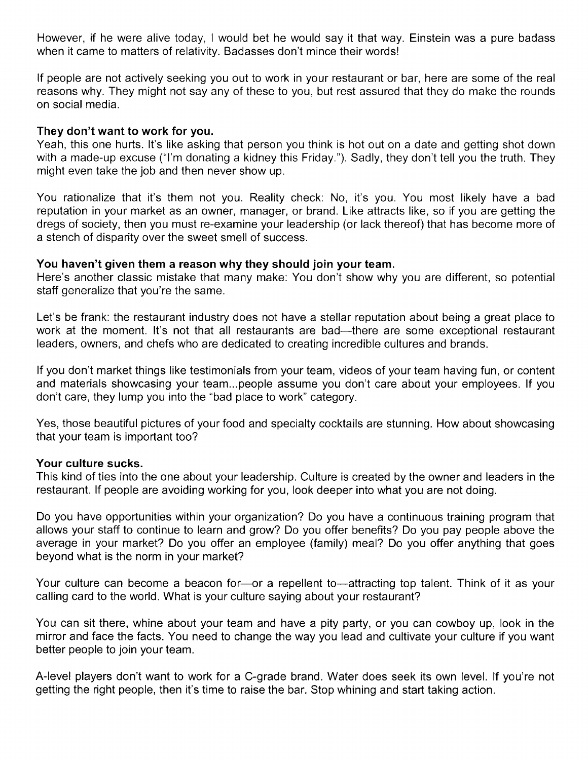However, if he were alive today, I would bet he would say it that way. Einstein was a pure badass when it came to matters of relativity. Badasses don't mince their words!

If people are not actively seeking you out to work in your restaurant or bar, here are some of the real reasons why. They might not say any of these to you, but rest assured that they do make the rounds on social media.

**They don't want to work for you.**
Yeah, this one hurts. It's like asking that person you think is hot out on a date and getting shot down with a made-up excuse ("I'm donating a kidney this Friday."). Sadly, they don't tell you the truth. They might even take the job and then never show up.

You rationalize that it's them not you. Reality check: No, it's you. You most likely have a bad reputation in your market as an owner, manager, or brand. Like attracts like, so if you are getting the dregs of society, then you must re-examine your leadership (or lack thereof) that has become more of a stench of disparity over the sweet smell of success.

**You haven't given them a reason why they should join your team.**
Here's another classic mistake that many make: You don't show why you are different, so potential staff generalize that you're the same.

Let's be frank: the restaurant industry does not have a stellar reputation about being a great place to work at the moment. It's not that all restaurants are bad—there are some exceptional restaurant leaders, owners, and chefs who are dedicated to creating incredible cultures and brands.

If you don't market things like testimonials from your team, videos of your team having fun, or content and materials showcasing your team...people assume you don't care about your employees. If you don't care, they lump you into the "bad place to work" category.

Yes, those beautiful pictures of your food and specialty cocktails are stunning. How about showcasing that your team is important too?

**Your culture sucks.**
This kind of ties into the one about your leadership. Culture is created by the owner and leaders in the restaurant. If people are avoiding working for you, look deeper into what you are not doing.

Do you have opportunities within your organization? Do you have a continuous training program that allows your staff to continue to learn and grow? Do you offer benefits? Do you pay people above the average in your market? Do you offer an employee (family) meal? Do you offer anything that goes beyond what is the norm in your market?

Your culture can become a beacon for—or a repellent to—attracting top talent. Think of it as your calling card to the world. What is your culture saying about your restaurant?

You can sit there, whine about your team and have a pity party, or you can cowboy up, look in the mirror and face the facts. You need to change the way you lead and cultivate your culture if you want better people to join your team.

A-level players don't want to work for a C-grade brand. Water does seek its own level. If you're not getting the right people, then it's time to raise the bar. Stop whining and start taking action.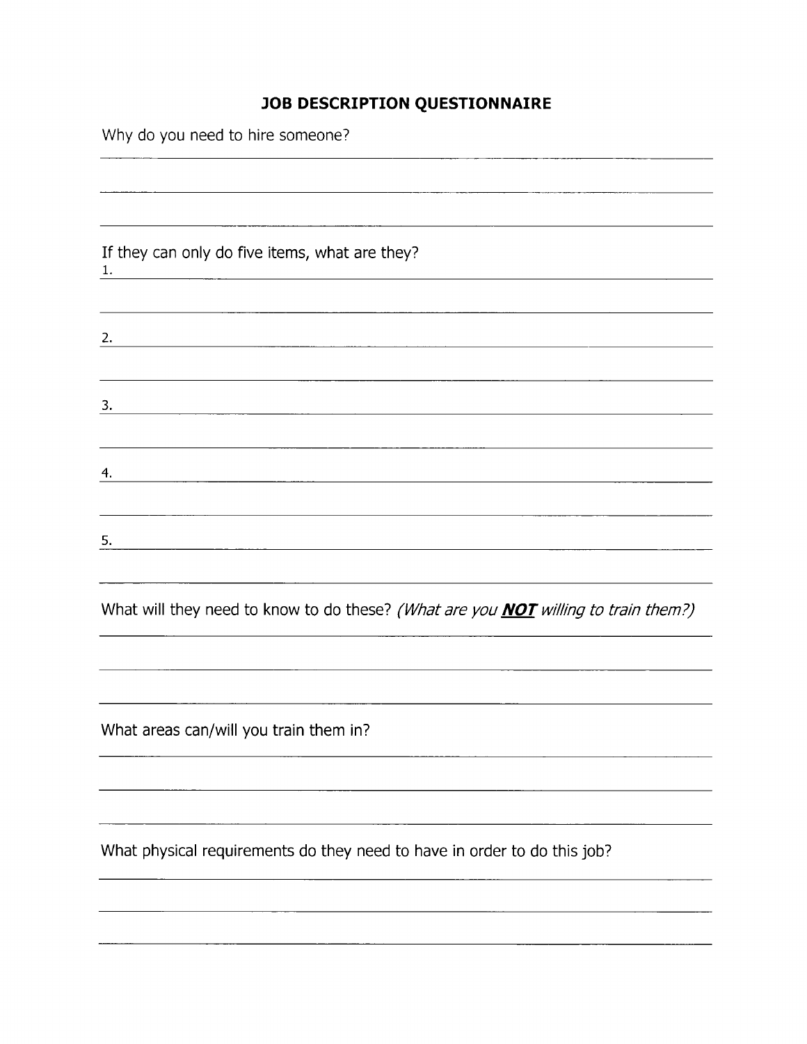# JOB DESCRIPTION QUESTIONNAIRE

Why do you need to hire someone?

\_\_\_\_\_\_\_\_\_\_\_\_\_\_\_\_\_\_\_\_\_\_\_\_\_\_\_\_\_\_\_\_\_\_\_\_\_\_\_\_\_\_\_\_\_\_\_\_\_\_\_\_\_\_\_\_\_\_\_\_\_\_\_\_\_\_\_\_\_\_\_\_\_\_\_\_

\_\_\_\_\_\_\_\_\_\_\_\_\_\_\_\_\_\_\_\_\_\_\_\_\_\_\_\_\_\_\_\_\_\_\_\_\_\_\_\_\_\_\_\_\_\_\_\_\_\_\_\_\_\_\_\_\_\_\_\_\_\_\_\_\_\_\_\_\_\_\_\_\_\_\_\_

\_\_\_\_\_\_\_\_\_\_\_\_\_\_\_\_\_\_\_\_\_\_\_\_\_\_\_\_\_\_\_\_\_\_\_\_\_\_\_\_\_\_\_\_\_\_\_\_\_\_\_\_\_\_\_\_\_\_\_\_\_\_\_\_\_\_\_\_\_\_\_\_\_\_\_\_

If they can only do five items, what are they?

1. \_\_\_\_\_\_\_\_\_\_\_\_\_\_\_\_\_\_\_\_\_\_\_\_\_\_\_\_\_\_\_\_\_\_\_\_\_\_\_\_\_\_\_\_\_\_\_\_\_\_\_\_\_\_\_\_\_\_\_\_\_\_\_\_\_\_\_\_\_\_\_\_

   \_\_\_\_\_\_\_\_\_\_\_\_\_\_\_\_\_\_\_\_\_\_\_\_\_\_\_\_\_\_\_\_\_\_\_\_\_\_\_\_\_\_\_\_\_\_\_\_\_\_\_\_\_\_\_\_\_\_\_\_\_\_\_\_\_\_\_\_\_\_\_\_

2. \_\_\_\_\_\_\_\_\_\_\_\_\_\_\_\_\_\_\_\_\_\_\_\_\_\_\_\_\_\_\_\_\_\_\_\_\_\_\_\_\_\_\_\_\_\_\_\_\_\_\_\_\_\_\_\_\_\_\_\_\_\_\_\_\_\_\_\_\_\_\_\_

   \_\_\_\_\_\_\_\_\_\_\_\_\_\_\_\_\_\_\_\_\_\_\_\_\_\_\_\_\_\_\_\_\_\_\_\_\_\_\_\_\_\_\_\_\_\_\_\_\_\_\_\_\_\_\_\_\_\_\_\_\_\_\_\_\_\_\_\_\_\_\_\_

3. \_\_\_\_\_\_\_\_\_\_\_\_\_\_\_\_\_\_\_\_\_\_\_\_\_\_\_\_\_\_\_\_\_\_\_\_\_\_\_\_\_\_\_\_\_\_\_\_\_\_\_\_\_\_\_\_\_\_\_\_\_\_\_\_\_\_\_\_\_\_\_\_

   \_\_\_\_\_\_\_\_\_\_\_\_\_\_\_\_\_\_\_\_\_\_\_\_\_\_\_\_\_\_\_\_\_\_\_\_\_\_\_\_\_\_\_\_\_\_\_\_\_\_\_\_\_\_\_\_\_\_\_\_\_\_\_\_\_\_\_\_\_\_\_\_

4. \_\_\_\_\_\_\_\_\_\_\_\_\_\_\_\_\_\_\_\_\_\_\_\_\_\_\_\_\_\_\_\_\_\_\_\_\_\_\_\_\_\_\_\_\_\_\_\_\_\_\_\_\_\_\_\_\_\_\_\_\_\_\_\_\_\_\_\_\_\_\_\_

   \_\_\_\_\_\_\_\_\_\_\_\_\_\_\_\_\_\_\_\_\_\_\_\_\_\_\_\_\_\_\_\_\_\_\_\_\_\_\_\_\_\_\_\_\_\_\_\_\_\_\_\_\_\_\_\_\_\_\_\_\_\_\_\_\_\_\_\_\_\_\_\_

5. \_\_\_\_\_\_\_\_\_\_\_\_\_\_\_\_\_\_\_\_\_\_\_\_\_\_\_\_\_\_\_\_\_\_\_\_\_\_\_\_\_\_\_\_\_\_\_\_\_\_\_\_\_\_\_\_\_\_\_\_\_\_\_\_\_\_\_\_\_\_\_\_

   \_\_\_\_\_\_\_\_\_\_\_\_\_\_\_\_\_\_\_\_\_\_\_\_\_\_\_\_\_\_\_\_\_\_\_\_\_\_\_\_\_\_\_\_\_\_\_\_\_\_\_\_\_\_\_\_\_\_\_\_\_\_\_\_\_\_\_\_\_\_\_\_

What will they need to know to do these? *(What are you **NOT** willing to train them?)*

\_\_\_\_\_\_\_\_\_\_\_\_\_\_\_\_\_\_\_\_\_\_\_\_\_\_\_\_\_\_\_\_\_\_\_\_\_\_\_\_\_\_\_\_\_\_\_\_\_\_\_\_\_\_\_\_\_\_\_\_\_\_\_\_\_\_\_\_\_\_\_\_\_\_\_\_

\_\_\_\_\_\_\_\_\_\_\_\_\_\_\_\_\_\_\_\_\_\_\_\_\_\_\_\_\_\_\_\_\_\_\_\_\_\_\_\_\_\_\_\_\_\_\_\_\_\_\_\_\_\_\_\_\_\_\_\_\_\_\_\_\_\_\_\_\_\_\_\_\_\_\_\_

\_\_\_\_\_\_\_\_\_\_\_\_\_\_\_\_\_\_\_\_\_\_\_\_\_\_\_\_\_\_\_\_\_\_\_\_\_\_\_\_\_\_\_\_\_\_\_\_\_\_\_\_\_\_\_\_\_\_\_\_\_\_\_\_\_\_\_\_\_\_\_\_\_\_\_\_

What areas can/will you train them in?

\_\_\_\_\_\_\_\_\_\_\_\_\_\_\_\_\_\_\_\_\_\_\_\_\_\_\_\_\_\_\_\_\_\_\_\_\_\_\_\_\_\_\_\_\_\_\_\_\_\_\_\_\_\_\_\_\_\_\_\_\_\_\_\_\_\_\_\_\_\_\_\_\_\_\_\_

\_\_\_\_\_\_\_\_\_\_\_\_\_\_\_\_\_\_\_\_\_\_\_\_\_\_\_\_\_\_\_\_\_\_\_\_\_\_\_\_\_\_\_\_\_\_\_\_\_\_\_\_\_\_\_\_\_\_\_\_\_\_\_\_\_\_\_\_\_\_\_\_\_\_\_\_

\_\_\_\_\_\_\_\_\_\_\_\_\_\_\_\_\_\_\_\_\_\_\_\_\_\_\_\_\_\_\_\_\_\_\_\_\_\_\_\_\_\_\_\_\_\_\_\_\_\_\_\_\_\_\_\_\_\_\_\_\_\_\_\_\_\_\_\_\_\_\_\_\_\_\_\_

What physical requirements do they need to have in order to do this job?

\_\_\_\_\_\_\_\_\_\_\_\_\_\_\_\_\_\_\_\_\_\_\_\_\_\_\_\_\_\_\_\_\_\_\_\_\_\_\_\_\_\_\_\_\_\_\_\_\_\_\_\_\_\_\_\_\_\_\_\_\_\_\_\_\_\_\_\_\_\_\_\_\_\_\_\_

\_\_\_\_\_\_\_\_\_\_\_\_\_\_\_\_\_\_\_\_\_\_\_\_\_\_\_\_\_\_\_\_\_\_\_\_\_\_\_\_\_\_\_\_\_\_\_\_\_\_\_\_\_\_\_\_\_\_\_\_\_\_\_\_\_\_\_\_\_\_\_\_\_\_\_\_

\_\_\_\_\_\_\_\_\_\_\_\_\_\_\_\_\_\_\_\_\_\_\_\_\_\_\_\_\_\_\_\_\_\_\_\_\_\_\_\_\_\_\_\_\_\_\_\_\_\_\_\_\_\_\_\_\_\_\_\_\_\_\_\_\_\_\_\_\_\_\_\_\_\_\_\_